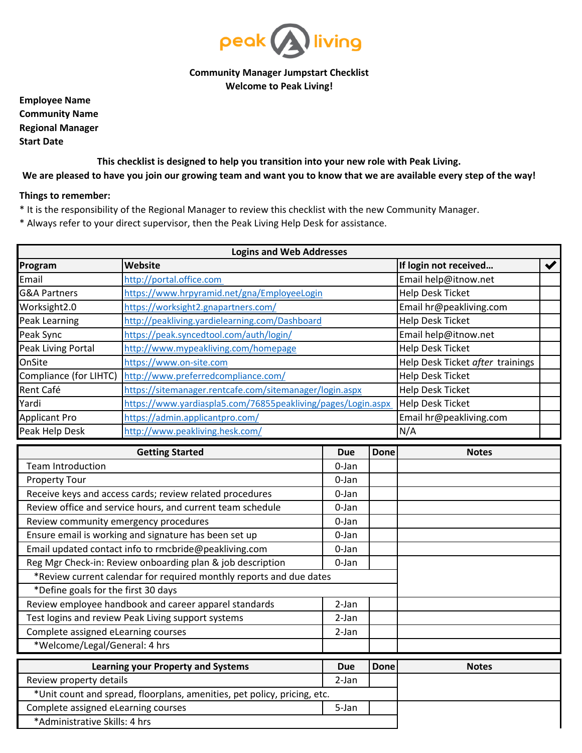**Community Manager Jumpstart Checklist**
**Welcome to Peak Living!**

**Employee Name**
**Community Name**
**Regional Manager**
**Start Date**

**This checklist is designed to help you transition into your new role with Peak Living.**
**We are pleased to have you join our growing team and want you to know that we are available every step of the way!**

**Things to remember:**

* It is the responsibility of the Regional Manager to review this checklist with the new Community Manager.
* Always refer to your direct supervisor, then the Peak Living Help Desk for assistance.

| Logins and Web Addresses | | | |
|---|---|---|---|
| **Program** | **Website** | **If login not received…** | ✔ |
| Email | http://portal.office.com | Email help@itnow.net | |
| G&A Partners | https://www.hrpyramid.net/gna/EmployeeLogin | Help Desk Ticket | |
| Worksight2.0 | https://worksight2.gnapartners.com/ | Email hr@peakliving.com | |
| Peak Learning | http://peakliving.yardielearning.com/Dashboard | Help Desk Ticket | |
| Peak Sync | https://peak.syncedtool.com/auth/login/ | Email help@itnow.net | |
| Peak Living Portal | http://www.mypeakliving.com/homepage | Help Desk Ticket | |
| OnSite | https://www.on-site.com | Help Desk Ticket *after* trainings | |
| Compliance (for LIHTC) | http://www.preferredcompliance.com/ | Help Desk Ticket | |
| Rent Café | https://sitemanager.rentcafe.com/sitemanager/login.aspx | Help Desk Ticket | |
| Yardi | https://www.yardiaspla5.com/76855peakliving/pages/Login.aspx | Help Desk Ticket | |
| Applicant Pro | https://admin.applicantpro.com/ | Email hr@peakliving.com | |
| Peak Help Desk | http://www.peakliving.hesk.com/ | N/A | |

| Getting Started | Due | Done | Notes |
|---|---|---|---|
| Team Introduction | 0-Jan | | |
| Property Tour | 0-Jan | | |
| Receive keys and access cards; review related procedures | 0-Jan | | |
| Review office and service hours, and current team schedule | 0-Jan | | |
| Review community emergency procedures | 0-Jan | | |
| Ensure email is working and signature has been set up | 0-Jan | | |
| Email updated contact info to rmcbride@peakliving.com | 0-Jan | | |
| Reg Mgr Check-in: Review onboarding plan & job description | 0-Jan | | |
| *Review current calendar for required monthly reports and due dates | | | |
| *Define goals for the first 30 days | | | |
| Review employee handbook and career apparel standards | 2-Jan | | |
| Test logins and review Peak Living support systems | 2-Jan | | |
| Complete assigned eLearning courses | 2-Jan | | |
| *Welcome/Legal/General: 4 hrs | | | |

| Learning your Property and Systems | Due | Done | Notes |
|---|---|---|---|
| Review property details | 2-Jan | | |
| *Unit count and spread, floorplans, amenities, pet policy, pricing, etc. | | | |
| Complete assigned eLearning courses | 5-Jan | | |
| *Administrative Skills: 4 hrs | | | |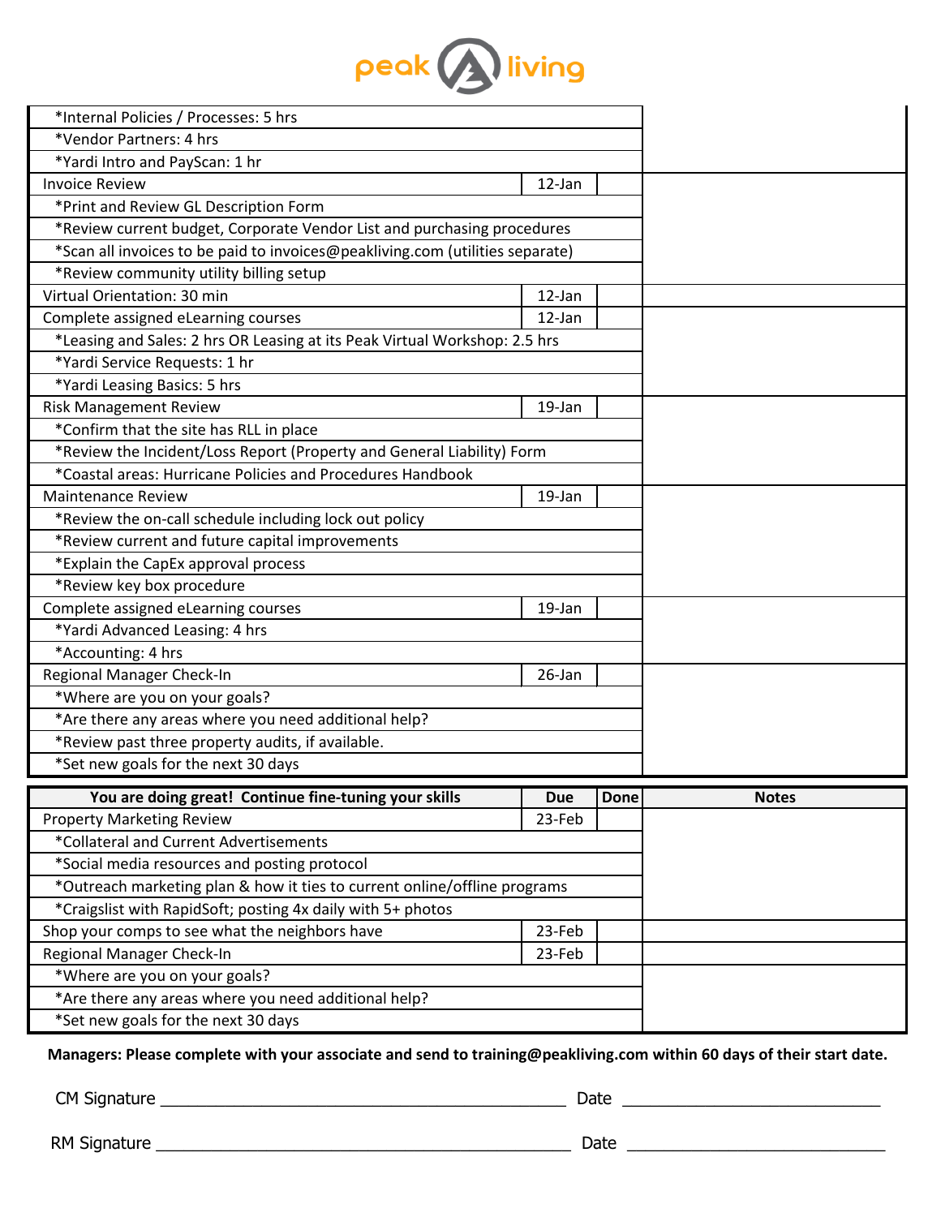| | | | |
|---|---|---|---|
| *Internal Policies / Processes: 5 hrs | | | |
| *Vendor Partners: 4 hrs | | | |
| *Yardi Intro and PayScan: 1 hr | | | |
| Invoice Review | 12-Jan | | |
| *Print and Review GL Description Form | | | |
| *Review current budget, Corporate Vendor List and purchasing procedures | | | |
| *Scan all invoices to be paid to invoices@peakliving.com (utilities separate) | | | |
| *Review community utility billing setup | | | |
| Virtual Orientation: 30 min | 12-Jan | | |
| Complete assigned eLearning courses | 12-Jan | | |
| *Leasing and Sales: 2 hrs OR Leasing at its Peak Virtual Workshop: 2.5 hrs | | | |
| *Yardi Service Requests: 1 hr | | | |
| *Yardi Leasing Basics: 5 hrs | | | |
| Risk Management Review | 19-Jan | | |
| *Confirm that the site has RLL in place | | | |
| *Review the Incident/Loss Report (Property and General Liability) Form | | | |
| *Coastal areas: Hurricane Policies and Procedures Handbook | | | |
| Maintenance Review | 19-Jan | | |
| *Review the on-call schedule including lock out policy | | | |
| *Review current and future capital improvements | | | |
| *Explain the CapEx approval process | | | |
| *Review key box procedure | | | |
| Complete assigned eLearning courses | 19-Jan | | |
| *Yardi Advanced Leasing: 4 hrs | | | |
| *Accounting: 4 hrs | | | |
| Regional Manager Check-In | 26-Jan | | |
| *Where are you on your goals? | | | |
| *Are there any areas where you need additional help? | | | |
| *Review past three property audits, if available. | | | |
| *Set new goals for the next 30 days | | | |

| **You are doing great! Continue fine-tuning your skills** | **Due** | **Done** | **Notes** |
|---|---|---|---|
| Property Marketing Review | 23-Feb | | |
| *Collateral and Current Advertisements | | | |
| *Social media resources and posting protocol | | | |
| *Outreach marketing plan & how it ties to current online/offline programs | | | |
| *Craigslist with RapidSoft; posting 4x daily with 5+ photos | | | |
| Shop your comps to see what the neighbors have | 23-Feb | | |
| Regional Manager Check-In | 23-Feb | | |
| *Where are you on your goals? | | | |
| *Are there any areas where you need additional help? | | | |
| *Set new goals for the next 30 days | | | |

**Managers: Please complete with your associate and send to training@peakliving.com within 60 days of their start date.**

CM Signature ____________________________________________ Date ___________________________

RM Signature ____________________________________________ Date ___________________________